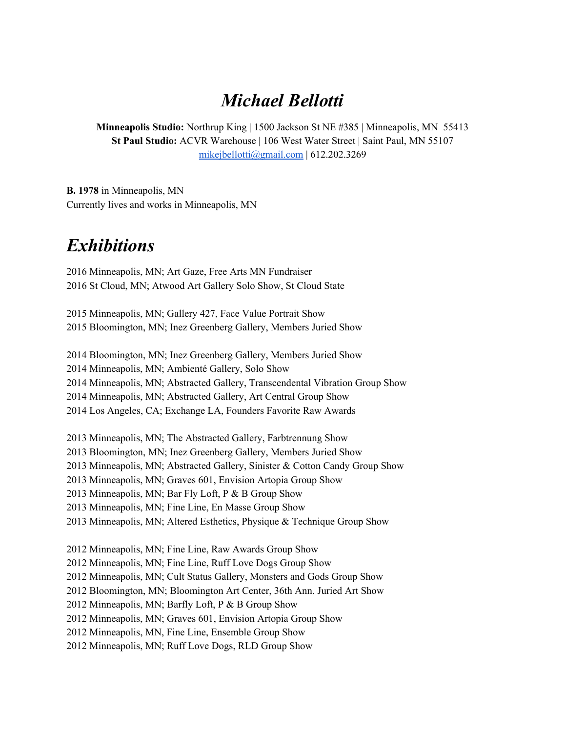# *Michael Bellotti*

**Minneapolis Studio:** Northrup King | 1500 Jackson St NE #385 | Minneapolis, MN 55413
**St Paul Studio:** ACVR Warehouse | 106 West Water Street | Saint Paul, MN 55107
mikejbellotti@gmail.com | 612.202.3269

**B. 1978** in Minneapolis, MN
Currently lives and works in Minneapolis, MN

# *Exhibitions*

2016 Minneapolis, MN; Art Gaze, Free Arts MN Fundraiser
2016 St Cloud, MN; Atwood Art Gallery Solo Show, St Cloud State

2015 Minneapolis, MN; Gallery 427, Face Value Portrait Show
2015 Bloomington, MN; Inez Greenberg Gallery, Members Juried Show

2014 Bloomington, MN; Inez Greenberg Gallery, Members Juried Show
2014 Minneapolis, MN; Ambienté Gallery, Solo Show
2014 Minneapolis, MN; Abstracted Gallery, Transcendental Vibration Group Show
2014 Minneapolis, MN; Abstracted Gallery, Art Central Group Show
2014 Los Angeles, CA; Exchange LA, Founders Favorite Raw Awards

2013 Minneapolis, MN; The Abstracted Gallery, Farbtrennung Show
2013 Bloomington, MN; Inez Greenberg Gallery, Members Juried Show
2013 Minneapolis, MN; Abstracted Gallery, Sinister & Cotton Candy Group Show
2013 Minneapolis, MN; Graves 601, Envision Artopia Group Show
2013 Minneapolis, MN; Bar Fly Loft, P & B Group Show
2013 Minneapolis, MN; Fine Line, En Masse Group Show
2013 Minneapolis, MN; Altered Esthetics, Physique & Technique Group Show

2012 Minneapolis, MN; Fine Line, Raw Awards Group Show
2012 Minneapolis, MN; Fine Line, Ruff Love Dogs Group Show
2012 Minneapolis, MN; Cult Status Gallery, Monsters and Gods Group Show
2012 Bloomington, MN; Bloomington Art Center, 36th Ann. Juried Art Show
2012 Minneapolis, MN; Barfly Loft, P & B Group Show
2012 Minneapolis, MN; Graves 601, Envision Artopia Group Show
2012 Minneapolis, MN, Fine Line, Ensemble Group Show
2012 Minneapolis, MN; Ruff Love Dogs, RLD Group Show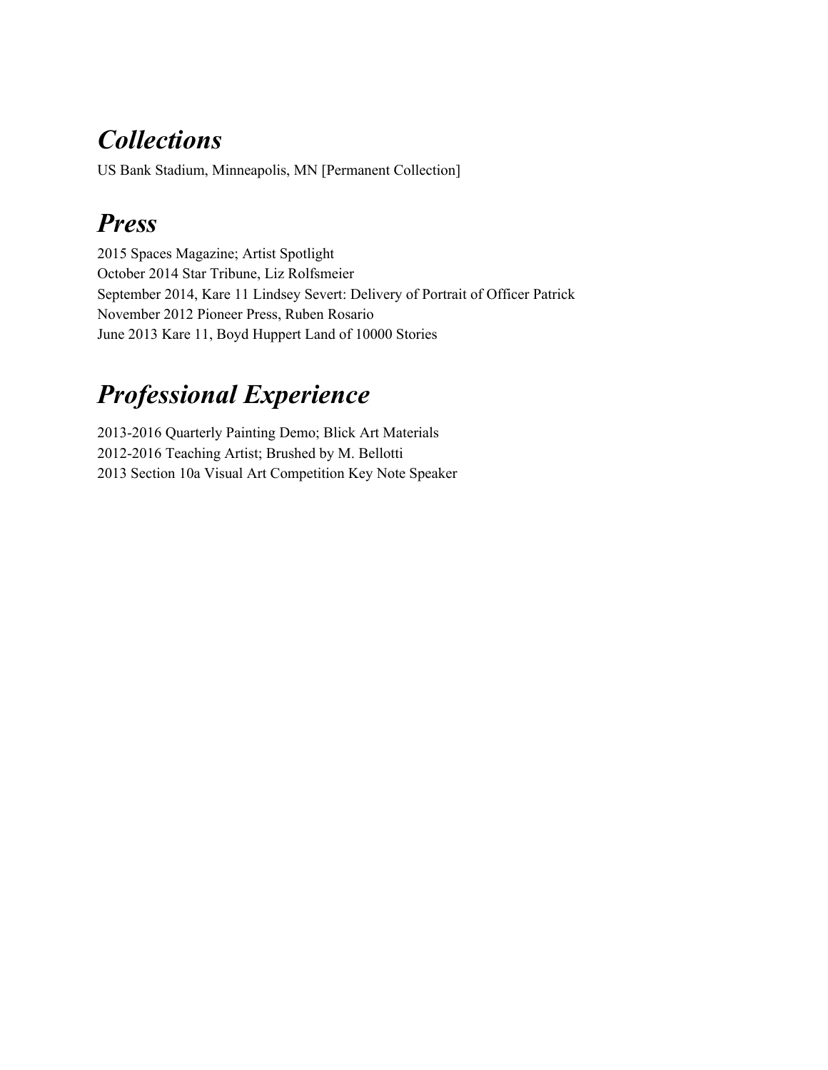## *Collections*

US Bank Stadium, Minneapolis, MN [Permanent Collection]

## *Press*

2015 Spaces Magazine; Artist Spotlight
October 2014 Star Tribune, Liz Rolfsmeier
September 2014, Kare 11 Lindsey Severt: Delivery of Portrait of Officer Patrick
November 2012 Pioneer Press, Ruben Rosario
June 2013 Kare 11, Boyd Huppert Land of 10000 Stories

## *Professional Experience*

2013-2016 Quarterly Painting Demo; Blick Art Materials
2012-2016 Teaching Artist; Brushed by M. Bellotti
2013 Section 10a Visual Art Competition Key Note Speaker